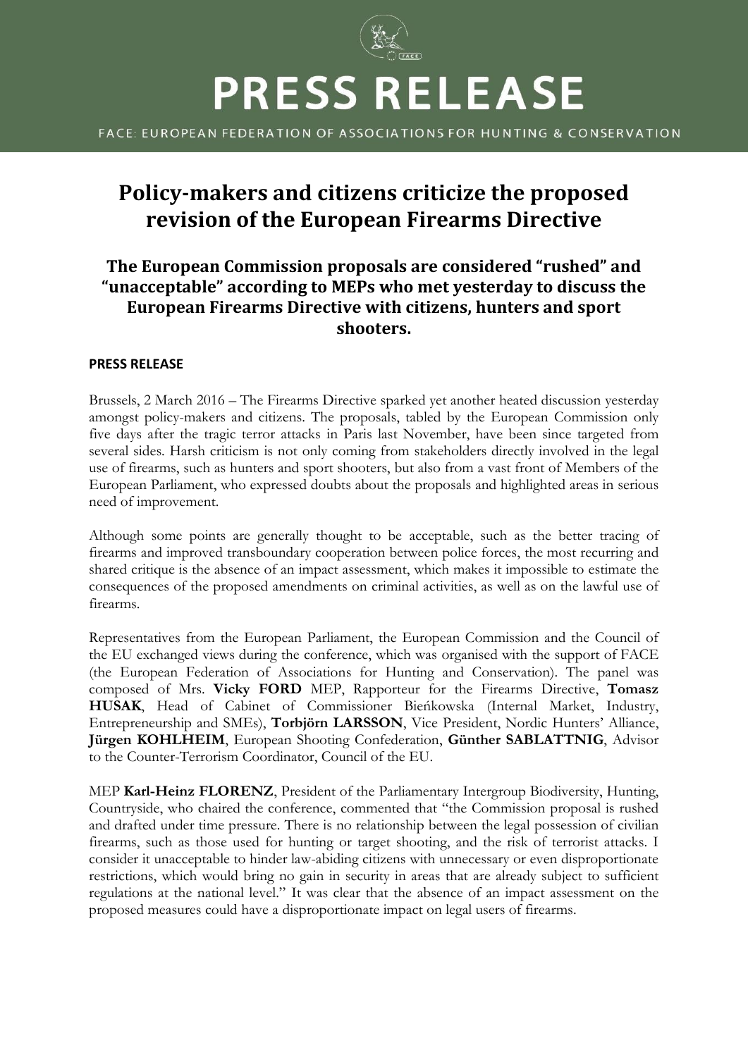# PRESS RELEASE

FACE: EUROPEAN FEDERATION OF ASSOCIATIONS FOR HUNTING & CONSERVATION

# Policy-makers and citizens criticize the proposed revision of the European Firearms Directive

## The European Commission proposals are considered "rushed" and "unacceptable" according to MEPs who met yesterday to discuss the European Firearms Directive with citizens, hunters and sport shooters.

**PRESS RELEASE**

Brussels, 2 March 2016 – The Firearms Directive sparked yet another heated discussion yesterday amongst policy-makers and citizens. The proposals, tabled by the European Commission only five days after the tragic terror attacks in Paris last November, have been since targeted from several sides. Harsh criticism is not only coming from stakeholders directly involved in the legal use of firearms, such as hunters and sport shooters, but also from a vast front of Members of the European Parliament, who expressed doubts about the proposals and highlighted areas in serious need of improvement.

Although some points are generally thought to be acceptable, such as the better tracing of firearms and improved transboundary cooperation between police forces, the most recurring and shared critique is the absence of an impact assessment, which makes it impossible to estimate the consequences of the proposed amendments on criminal activities, as well as on the lawful use of firearms.

Representatives from the European Parliament, the European Commission and the Council of the EU exchanged views during the conference, which was organised with the support of FACE (the European Federation of Associations for Hunting and Conservation). The panel was composed of Mrs. **Vicky FORD** MEP, Rapporteur for the Firearms Directive, **Tomasz HUSAK**, Head of Cabinet of Commissioner Bieńkowska (Internal Market, Industry, Entrepreneurship and SMEs), **Torbjörn LARSSON**, Vice President, Nordic Hunters' Alliance, **Jürgen KOHLHEIM**, European Shooting Confederation, **Günther SABLATTNIG**, Advisor to the Counter-Terrorism Coordinator, Council of the EU.

MEP **Karl-Heinz FLORENZ**, President of the Parliamentary Intergroup Biodiversity, Hunting, Countryside, who chaired the conference, commented that "the Commission proposal is rushed and drafted under time pressure. There is no relationship between the legal possession of civilian firearms, such as those used for hunting or target shooting, and the risk of terrorist attacks. I consider it unacceptable to hinder law-abiding citizens with unnecessary or even disproportionate restrictions, which would bring no gain in security in areas that are already subject to sufficient regulations at the national level." It was clear that the absence of an impact assessment on the proposed measures could have a disproportionate impact on legal users of firearms.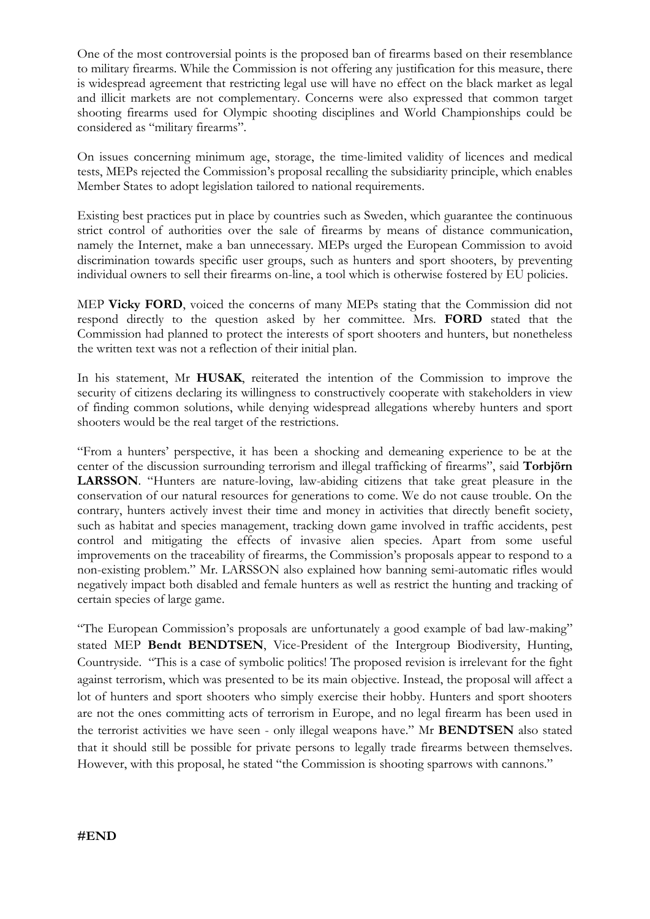One of the most controversial points is the proposed ban of firearms based on their resemblance to military firearms. While the Commission is not offering any justification for this measure, there is widespread agreement that restricting legal use will have no effect on the black market as legal and illicit markets are not complementary. Concerns were also expressed that common target shooting firearms used for Olympic shooting disciplines and World Championships could be considered as "military firearms".

On issues concerning minimum age, storage, the time-limited validity of licences and medical tests, MEPs rejected the Commission's proposal recalling the subsidiarity principle, which enables Member States to adopt legislation tailored to national requirements.

Existing best practices put in place by countries such as Sweden, which guarantee the continuous strict control of authorities over the sale of firearms by means of distance communication, namely the Internet, make a ban unnecessary. MEPs urged the European Commission to avoid discrimination towards specific user groups, such as hunters and sport shooters, by preventing individual owners to sell their firearms on-line, a tool which is otherwise fostered by EU policies.

MEP **Vicky FORD**, voiced the concerns of many MEPs stating that the Commission did not respond directly to the question asked by her committee. Mrs. **FORD** stated that the Commission had planned to protect the interests of sport shooters and hunters, but nonetheless the written text was not a reflection of their initial plan.

In his statement, Mr **HUSAK**, reiterated the intention of the Commission to improve the security of citizens declaring its willingness to constructively cooperate with stakeholders in view of finding common solutions, while denying widespread allegations whereby hunters and sport shooters would be the real target of the restrictions.

"From a hunters' perspective, it has been a shocking and demeaning experience to be at the center of the discussion surrounding terrorism and illegal trafficking of firearms", said **Torbjörn LARSSON**. "Hunters are nature-loving, law-abiding citizens that take great pleasure in the conservation of our natural resources for generations to come. We do not cause trouble. On the contrary, hunters actively invest their time and money in activities that directly benefit society, such as habitat and species management, tracking down game involved in traffic accidents, pest control and mitigating the effects of invasive alien species. Apart from some useful improvements on the traceability of firearms, the Commission's proposals appear to respond to a non-existing problem." Mr. LARSSON also explained how banning semi-automatic rifles would negatively impact both disabled and female hunters as well as restrict the hunting and tracking of certain species of large game.

"The European Commission's proposals are unfortunately a good example of bad law-making" stated MEP **Bendt BENDTSEN**, Vice-President of the Intergroup Biodiversity, Hunting, Countryside. "This is a case of symbolic politics! The proposed revision is irrelevant for the fight against terrorism, which was presented to be its main objective. Instead, the proposal will affect a lot of hunters and sport shooters who simply exercise their hobby. Hunters and sport shooters are not the ones committing acts of terrorism in Europe, and no legal firearm has been used in the terrorist activities we have seen - only illegal weapons have." Mr **BENDTSEN** also stated that it should still be possible for private persons to legally trade firearms between themselves. However, with this proposal, he stated "the Commission is shooting sparrows with cannons."

**#END**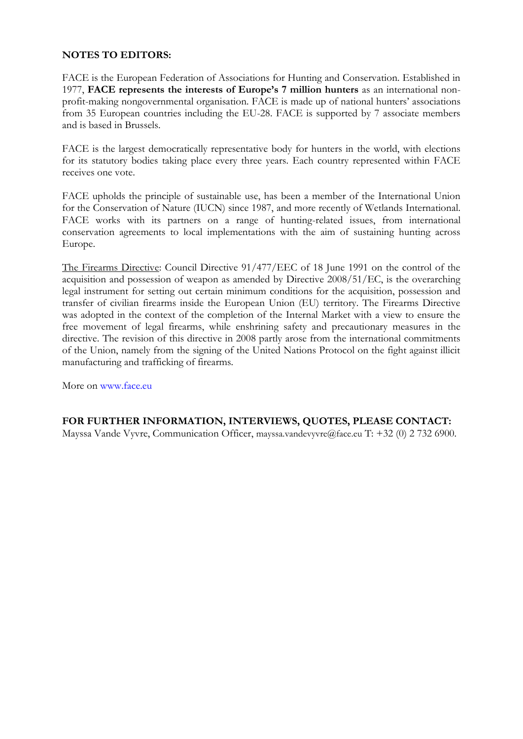**NOTES TO EDITORS:**

FACE is the European Federation of Associations for Hunting and Conservation. Established in 1977, **FACE represents the interests of Europe's 7 million hunters** as an international non-profit-making nongovernmental organisation. FACE is made up of national hunters' associations from 35 European countries including the EU-28. FACE is supported by 7 associate members and is based in Brussels.

FACE is the largest democratically representative body for hunters in the world, with elections for its statutory bodies taking place every three years. Each country represented within FACE receives one vote.

FACE upholds the principle of sustainable use, has been a member of the International Union for the Conservation of Nature (IUCN) since 1987, and more recently of Wetlands International. FACE works with its partners on a range of hunting-related issues, from international conservation agreements to local implementations with the aim of sustaining hunting across Europe.

The Firearms Directive: Council Directive 91/477/EEC of 18 June 1991 on the control of the acquisition and possession of weapon as amended by Directive 2008/51/EC, is the overarching legal instrument for setting out certain minimum conditions for the acquisition, possession and transfer of civilian firearms inside the European Union (EU) territory. The Firearms Directive was adopted in the context of the completion of the Internal Market with a view to ensure the free movement of legal firearms, while enshrining safety and precautionary measures in the directive. The revision of this directive in 2008 partly arose from the international commitments of the Union, namely from the signing of the United Nations Protocol on the fight against illicit manufacturing and trafficking of firearms.

More on www.face.eu

**FOR FURTHER INFORMATION, INTERVIEWS, QUOTES, PLEASE CONTACT:**
Mayssa Vande Vyvre, Communication Officer, mayssa.vandevyvre@face.eu T: +32 (0) 2 732 6900.